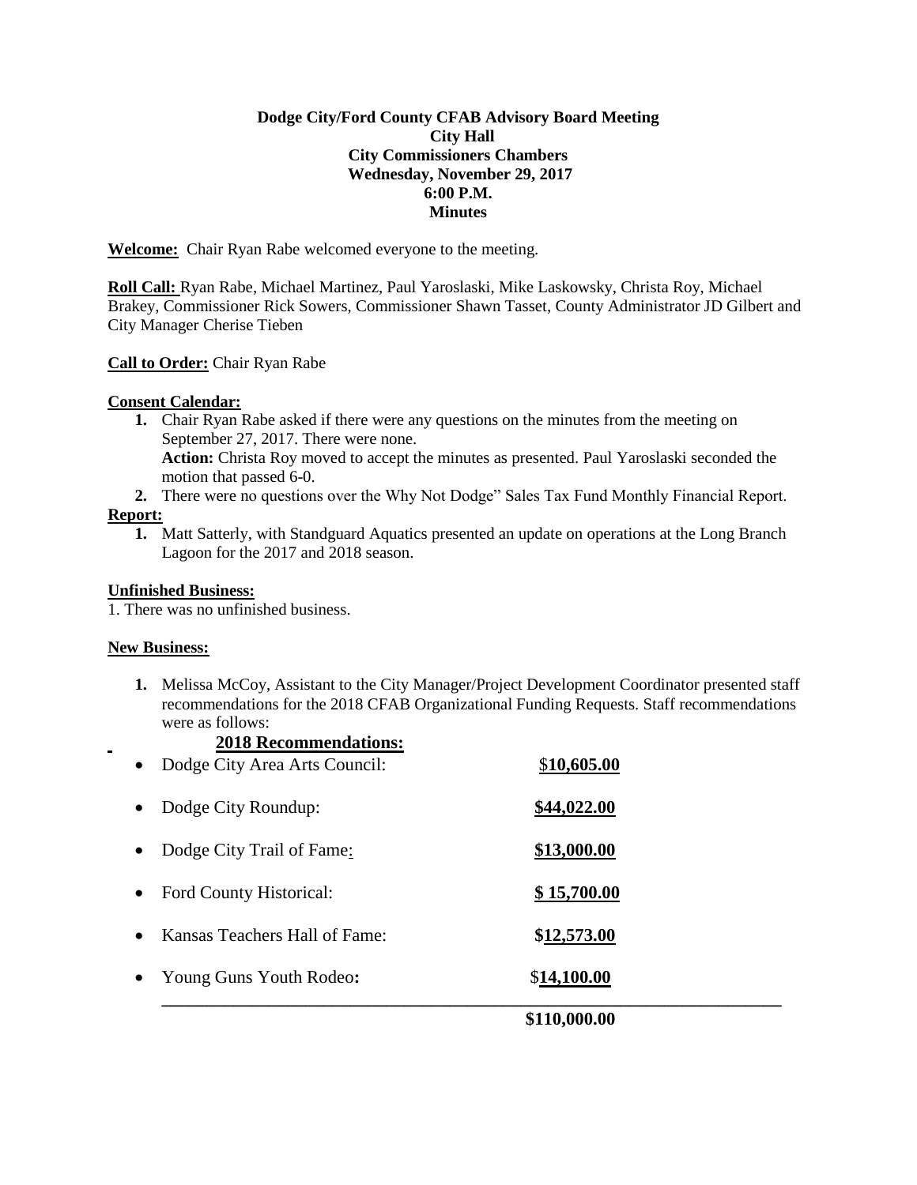**Dodge City/Ford County CFAB Advisory Board Meeting**
**City Hall**
**City Commissioners Chambers**
**Wednesday, November 29, 2017**
**6:00 P.M.**
**Minutes**

**Welcome:** Chair Ryan Rabe welcomed everyone to the meeting.

**Roll Call:** Ryan Rabe, Michael Martinez, Paul Yaroslaski, Mike Laskowsky, Christa Roy, Michael Brakey, Commissioner Rick Sowers, Commissioner Shawn Tasset, County Administrator JD Gilbert and City Manager Cherise Tieben

**Call to Order:** Chair Ryan Rabe

**Consent Calendar:**

1. Chair Ryan Rabe asked if there were any questions on the minutes from the meeting on September 27, 2017. There were none.
   **Action:** Christa Roy moved to accept the minutes as presented. Paul Yaroslaski seconded the motion that passed 6-0.
2. There were no questions over the Why Not Dodge" Sales Tax Fund Monthly Financial Report.

**Report:**

1. Matt Satterly, with Standguard Aquatics presented an update on operations at the Long Branch Lagoon for the 2017 and 2018 season.

**Unfinished Business:**

1. There was no unfinished business.

**New Business:**

1. Melissa McCoy, Assistant to the City Manager/Project Development Coordinator presented staff recommendations for the 2018 CFAB Organizational Funding Requests. Staff recommendations were as follows:

**2018 Recommendations:**

| | |
|---|---|
| Dodge City Area Arts Council: | $**10,605.00** |
| Dodge City Roundup: | **$44,022.00** |
| Dodge City Trail of Fame: | **$13,000.00** |
| Ford County Historical: | **$ 15,700.00** |
| Kansas Teachers Hall of Fame: | **$12,573.00** |
| Young Guns Youth Rodeo**:** | $**14,100.00** |
| | **$110,000.00** |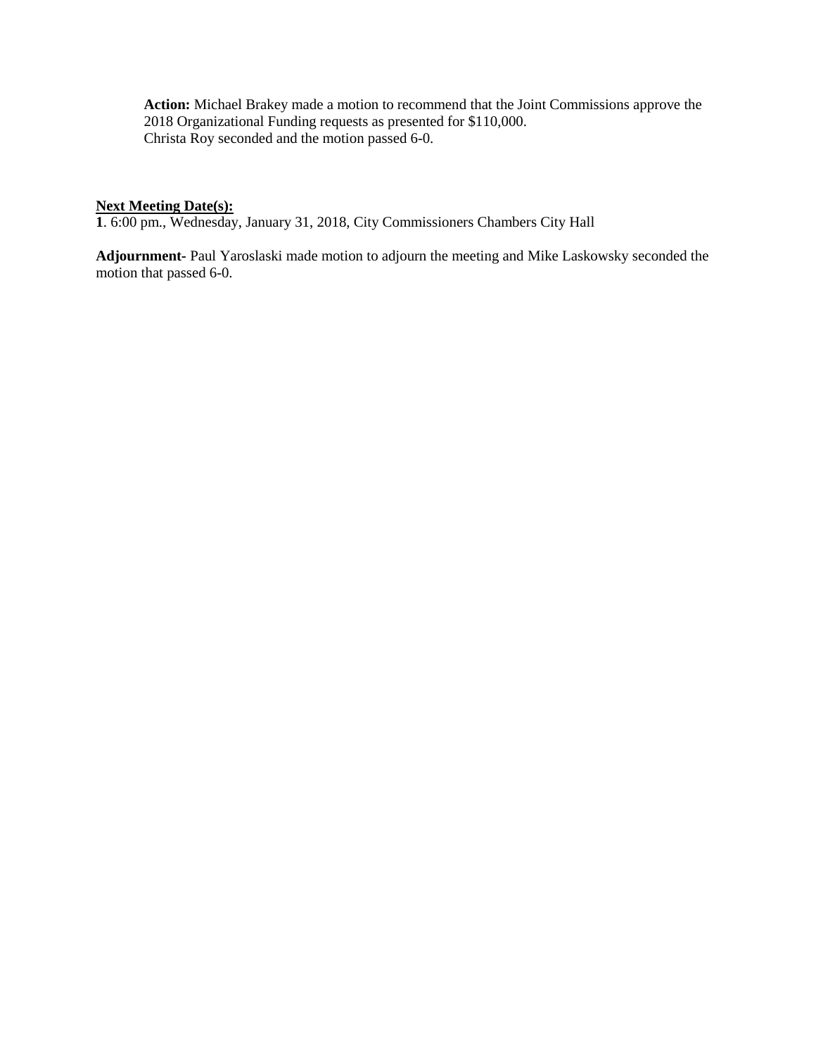**Action:** Michael Brakey made a motion to recommend that the Joint Commissions approve the 2018 Organizational Funding requests as presented for $110,000.
Christa Roy seconded and the motion passed 6-0.

**<u>Next Meeting Date(s):</u>**
**1**. 6:00 pm., Wednesday, January 31, 2018, City Commissioners Chambers City Hall

**Adjournment-** Paul Yaroslaski made motion to adjourn the meeting and Mike Laskowsky seconded the motion that passed 6-0.